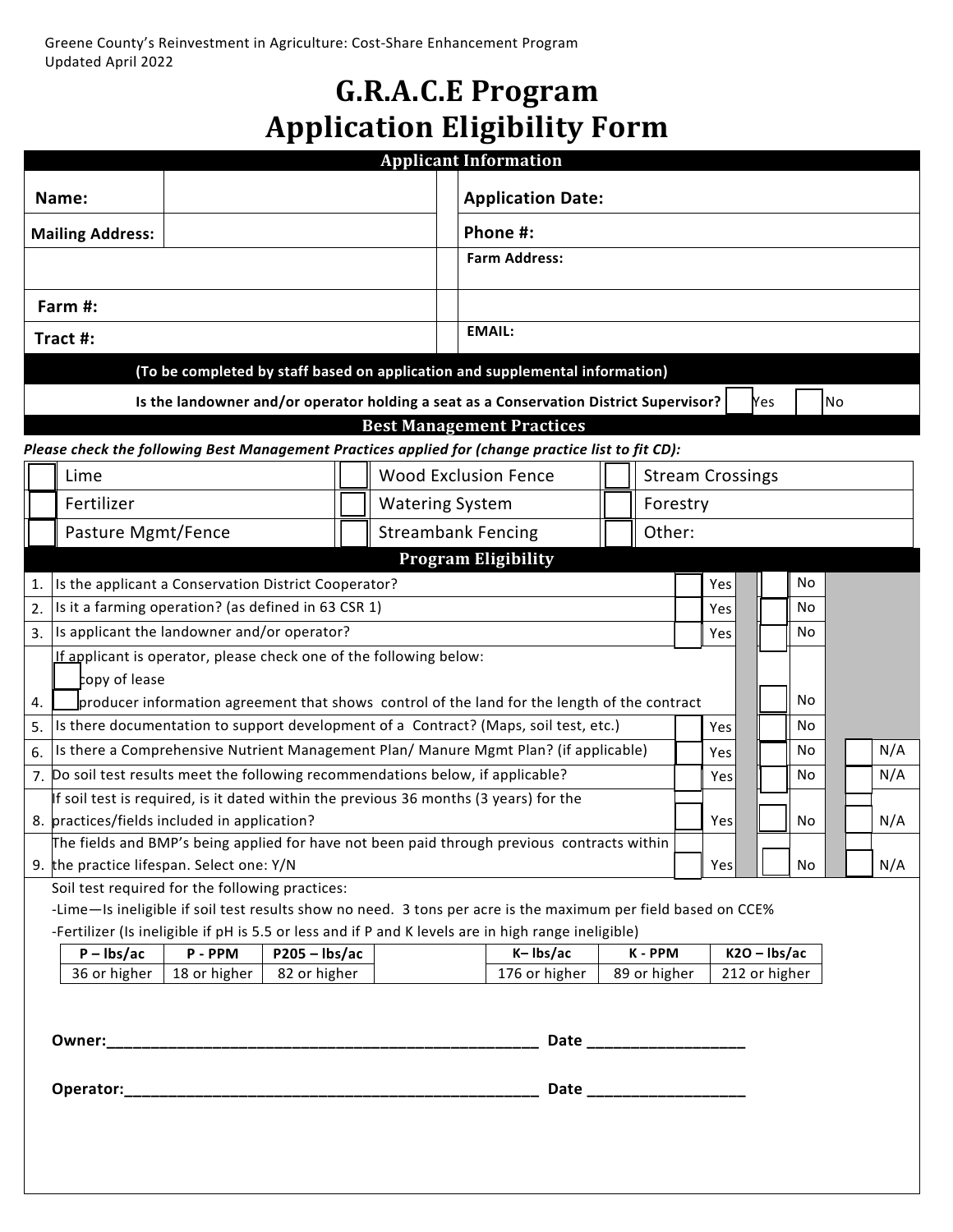Greene County's Reinvestment in Agriculture: Cost-Share Enhancement Program
Updated April 2022

# G.R.A.C.E Program
# Application Eligibility Form

## Applicant Information

| | | | |
|---|---|---|---|
| **Name:** | | **Application Date:** | |
| **Mailing Address:** | | **Phone #:** | |
| | | **Farm Address:** | |
| **Farm #:** | | | |
| **Tract #:** | | **EMAIL:** | |

**(To be completed by staff based on application and supplemental information)**

**Is the landowner and/or operator holding a seat as a Conservation District Supervisor?** ☐ Yes ☐ No

## Best Management Practices

***Please check the following Best Management Practices applied for (change practice list to fit CD):***

| | | |
|---|---|---|
| ☐ Lime | ☐ Wood Exclusion Fence | ☐ Stream Crossings |
| ☐ Fertilizer | ☐ Watering System | ☐ Forestry |
| ☐ Pasture Mgmt/Fence | ☐ Streambank Fencing | ☐ Other: |

## Program Eligibility

| # | Question | Yes | No | N/A |
|---|---|---|---|---|
| 1. | Is the applicant a Conservation District Cooperator? | ☐ Yes | ☐ No | |
| 2. | Is it a farming operation? (as defined in 63 CSR 1) | ☐ Yes | ☐ No | |
| 3. | Is applicant the landowner and/or operator? | ☐ Yes | ☐ No | |
| 4. | If applicant is operator, please check one of the following below:<br>☐ copy of lease<br>☐ producer information agreement that shows control of the land for the length of the contract | | ☐ No | |
| 5. | Is there documentation to support development of a Contract? (Maps, soil test, etc.) | ☐ Yes | ☐ No | |
| 6. | Is there a Comprehensive Nutrient Management Plan/ Manure Mgmt Plan? (if applicable) | ☐ Yes | ☐ No | ☐ N/A |
| 7. | Do soil test results meet the following recommendations below, if applicable? | ☐ Yes | ☐ No | ☐ N/A |
| 8. | If soil test is required, is it dated within the previous 36 months (3 years) for the practices/fields included in application? | ☐ Yes | ☐ No | ☐ N/A |
| 9. | The fields and BMP's being applied for have not been paid through previous contracts within the practice lifespan. Select one: Y/N | ☐ Yes | ☐ No | ☐ N/A |

Soil test required for the following practices:

-Lime—Is ineligible if soil test results show no need. 3 tons per acre is the maximum per field based on CCE%

-Fertilizer (Is ineligible if pH is 5.5 or less and if P and K levels are in high range ineligible)

| P – lbs/ac | P - PPM | P205 – lbs/ac | | K– lbs/ac | K - PPM | K2O – lbs/ac |
|---|---|---|---|---|---|---|
| 36 or higher | 18 or higher | 82 or higher | | 176 or higher | 89 or higher | 212 or higher |

**Owner:**\_\_\_\_\_\_\_\_\_\_\_\_\_\_\_\_\_\_\_\_\_\_\_\_\_\_\_\_\_\_\_\_\_\_\_\_\_\_\_\_\_\_\_\_\_\_\_\_ **Date** \_\_\_\_\_\_\_\_\_\_\_\_\_\_\_\_\_\_

**Operator:**\_\_\_\_\_\_\_\_\_\_\_\_\_\_\_\_\_\_\_\_\_\_\_\_\_\_\_\_\_\_\_\_\_\_\_\_\_\_\_\_\_\_\_\_\_\_\_\_ **Date** \_\_\_\_\_\_\_\_\_\_\_\_\_\_\_\_\_\_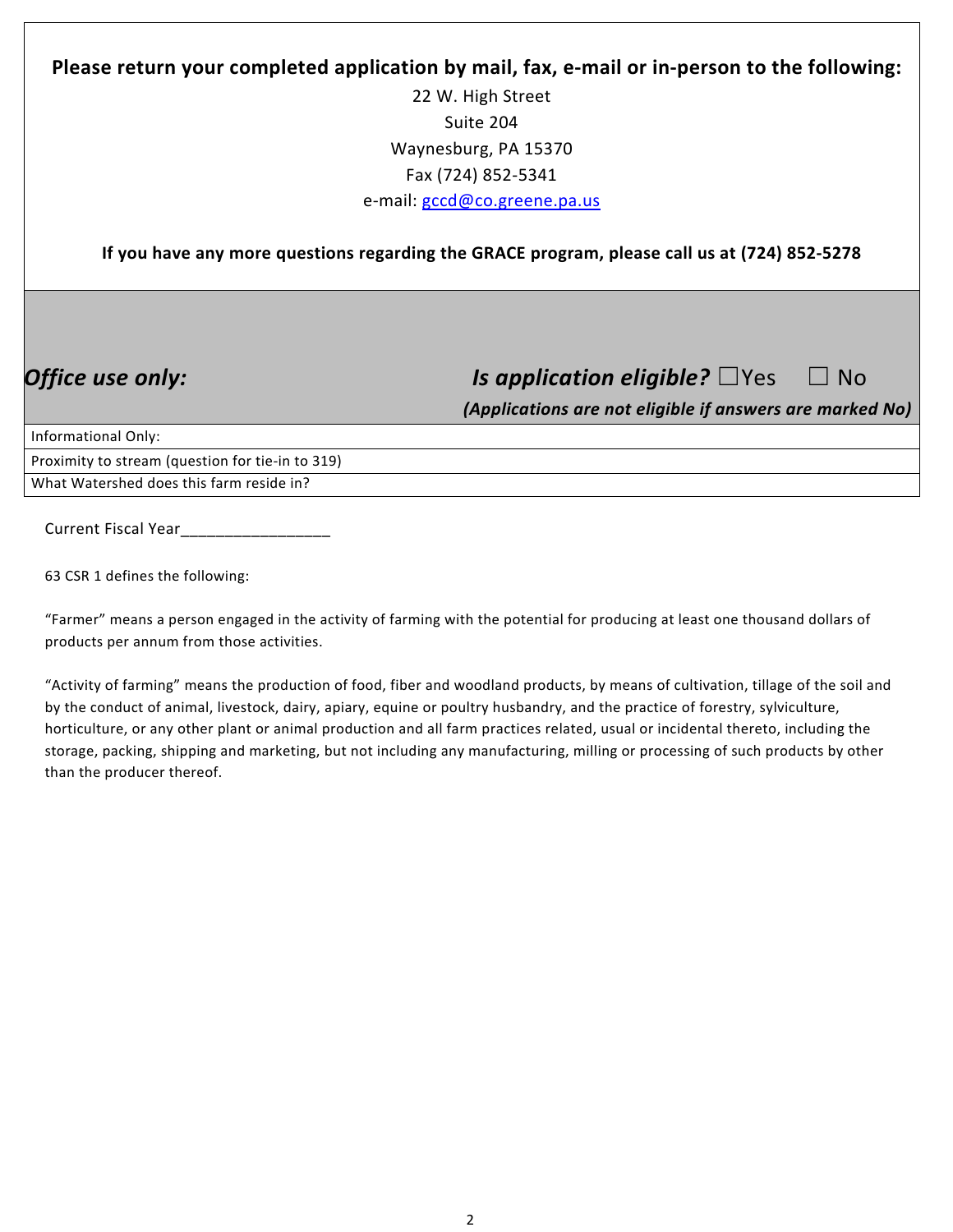**Please return your completed application by mail, fax, e-mail or in-person to the following:**

22 W. High Street
Suite 204
Waynesburg, PA 15370
Fax (724) 852-5341
e-mail: gccd@co.greene.pa.us

**If you have any more questions regarding the GRACE program, please call us at (724) 852-5278**

***Office use only:*** ***Is application eligible?*** ☐Yes ☐ No

***(Applications are not eligible if answers are marked No)***

| |
|---|
| Informational Only: |
| Proximity to stream (question for tie-in to 319) |
| What Watershed does this farm reside in? |

Current Fiscal Year_________________

63 CSR 1 defines the following:

"Farmer" means a person engaged in the activity of farming with the potential for producing at least one thousand dollars of products per annum from those activities.

"Activity of farming" means the production of food, fiber and woodland products, by means of cultivation, tillage of the soil and by the conduct of animal, livestock, dairy, apiary, equine or poultry husbandry, and the practice of forestry, sylviculture, horticulture, or any other plant or animal production and all farm practices related, usual or incidental thereto, including the storage, packing, shipping and marketing, but not including any manufacturing, milling or processing of such products by other than the producer thereof.